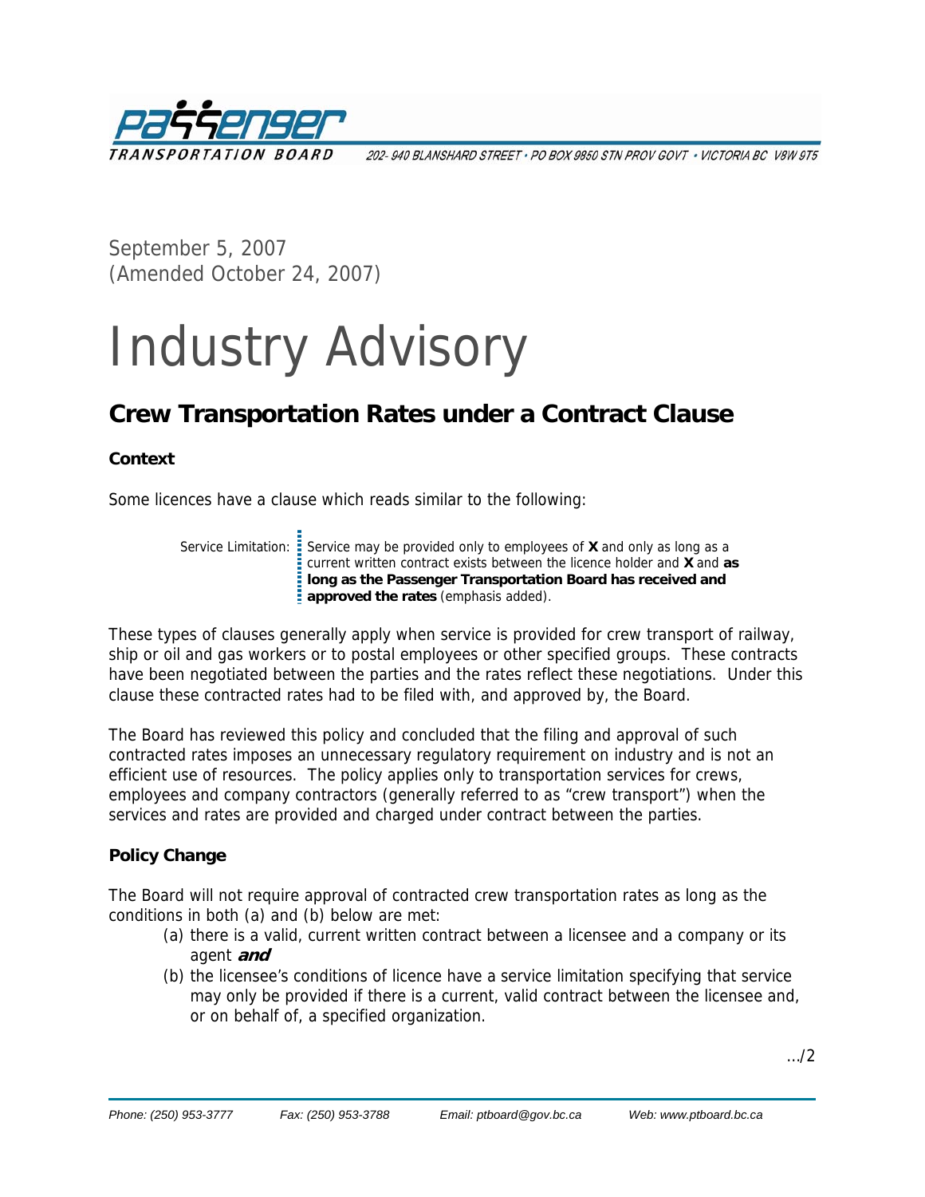**Passenger TRANSPORTATION BOARD** 202- 940 BLANSHARD STREET • PO BOX 9850 STN PROV GOVT • VICTORIA BC V8W 9T5

September 5, 2007
(Amended October 24, 2007)

# Industry Advisory

## Crew Transportation Rates under a Contract Clause

### Context

Some licences have a clause which reads similar to the following:

> Service Limitation: Service may be provided only to employees of **X** and only as long as a current written contract exists between the licence holder and **X** and **as long as the Passenger Transportation Board has received and approved the rates** (emphasis added).

These types of clauses generally apply when service is provided for crew transport of railway, ship or oil and gas workers or to postal employees or other specified groups. These contracts have been negotiated between the parties and the rates reflect these negotiations. Under this clause these contracted rates had to be filed with, and approved by, the Board.

The Board has reviewed this policy and concluded that the filing and approval of such contracted rates imposes an unnecessary regulatory requirement on industry and is not an efficient use of resources. The policy applies only to transportation services for crews, employees and company contractors (generally referred to as "crew transport") when the services and rates are provided and charged under contract between the parties.

### Policy Change

The Board will not require approval of contracted crew transportation rates as long as the conditions in both (a) and (b) below are met:

(a) there is a valid, current written contract between a licensee and a company or its agent ***and***

(b) the licensee's conditions of licence have a service limitation specifying that service may only be provided if there is a current, valid contract between the licensee and, or on behalf of, a specified organization.

…/2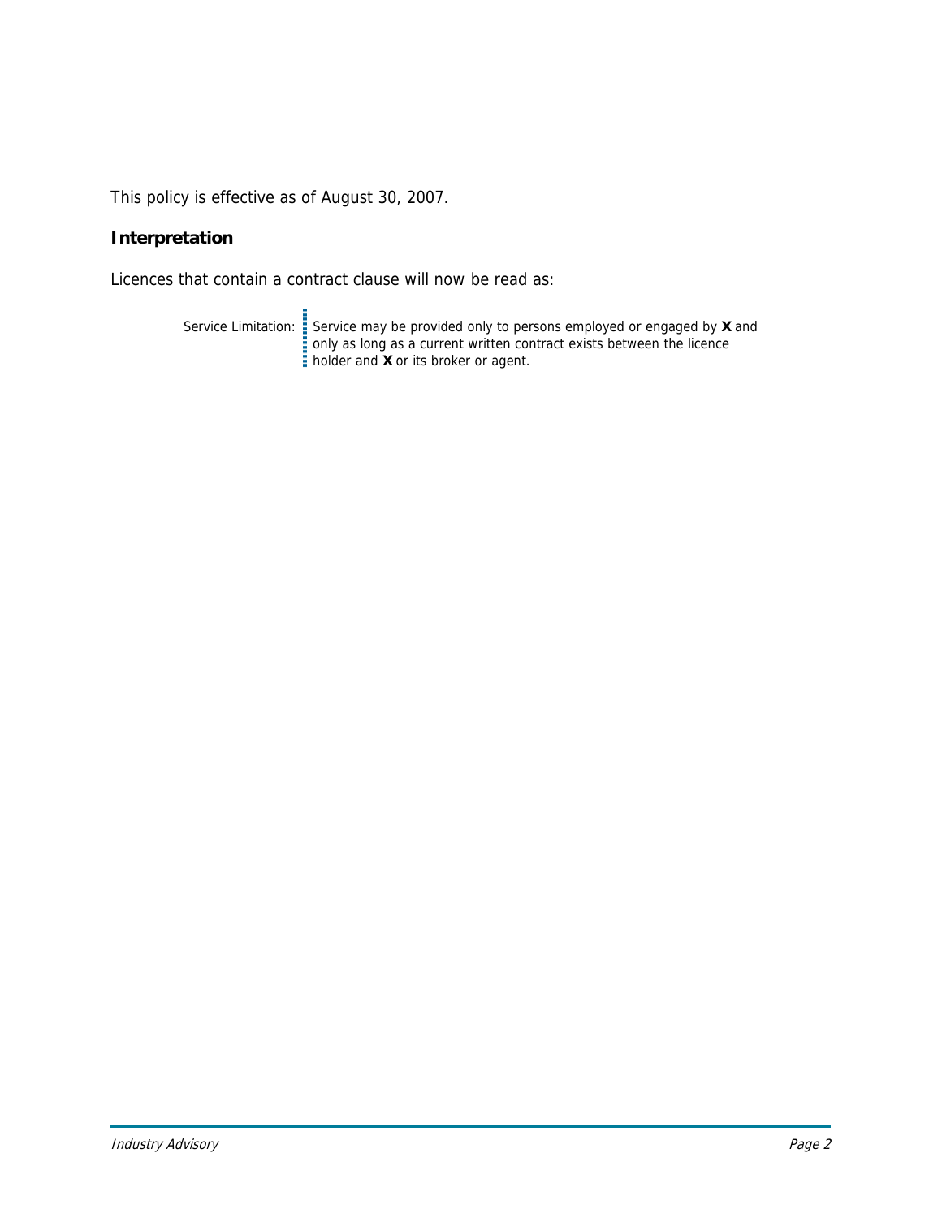This policy is effective as of August 30, 2007.

## Interpretation

Licences that contain a contract clause will now be read as:

> Service Limitation: Service may be provided only to persons employed or engaged by **X** and only as long as a current written contract exists between the licence holder and **X** or its broker or agent.